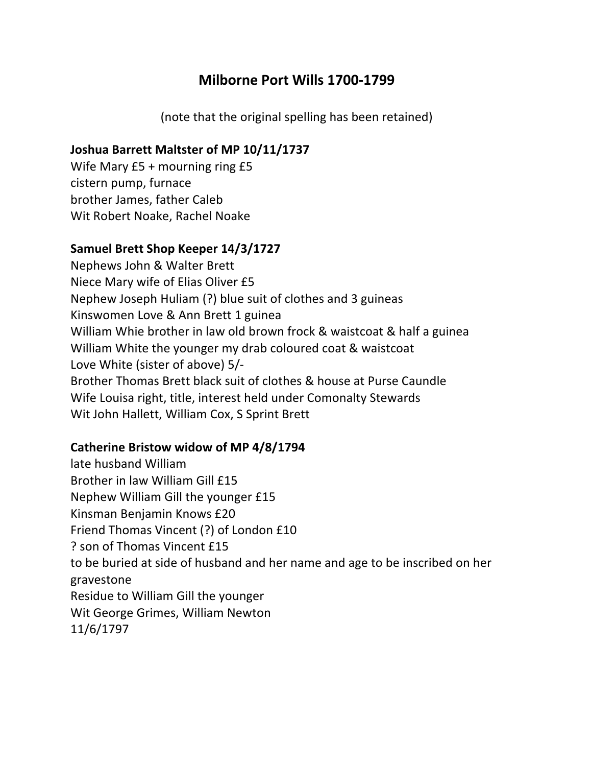# Milborne Port Wills 1700-1799

(note that the original spelling has been retained)

**Joshua Barrett Maltster of MP 10/11/1737**
Wife Mary £5 + mourning ring £5
cistern pump, furnace
brother James, father Caleb
Wit Robert Noake, Rachel Noake

**Samuel Brett Shop Keeper 14/3/1727**
Nephews John & Walter Brett
Niece Mary wife of Elias Oliver £5
Nephew Joseph Huliam (?) blue suit of clothes and 3 guineas
Kinswomen Love & Ann Brett 1 guinea
William Whie brother in law old brown frock & waistcoat & half a guinea
William White the younger my drab coloured coat & waistcoat
Love White (sister of above) 5/-
Brother Thomas Brett black suit of clothes & house at Purse Caundle
Wife Louisa right, title, interest held under Comonalty Stewards
Wit John Hallett, William Cox, S Sprint Brett

**Catherine Bristow widow of MP 4/8/1794**
late husband William
Brother in law William Gill £15
Nephew William Gill the younger £15
Kinsman Benjamin Knows £20
Friend Thomas Vincent (?) of London £10
? son of Thomas Vincent £15
to be buried at side of husband and her name and age to be inscribed on her gravestone
Residue to William Gill the younger
Wit George Grimes, William Newton
11/6/1797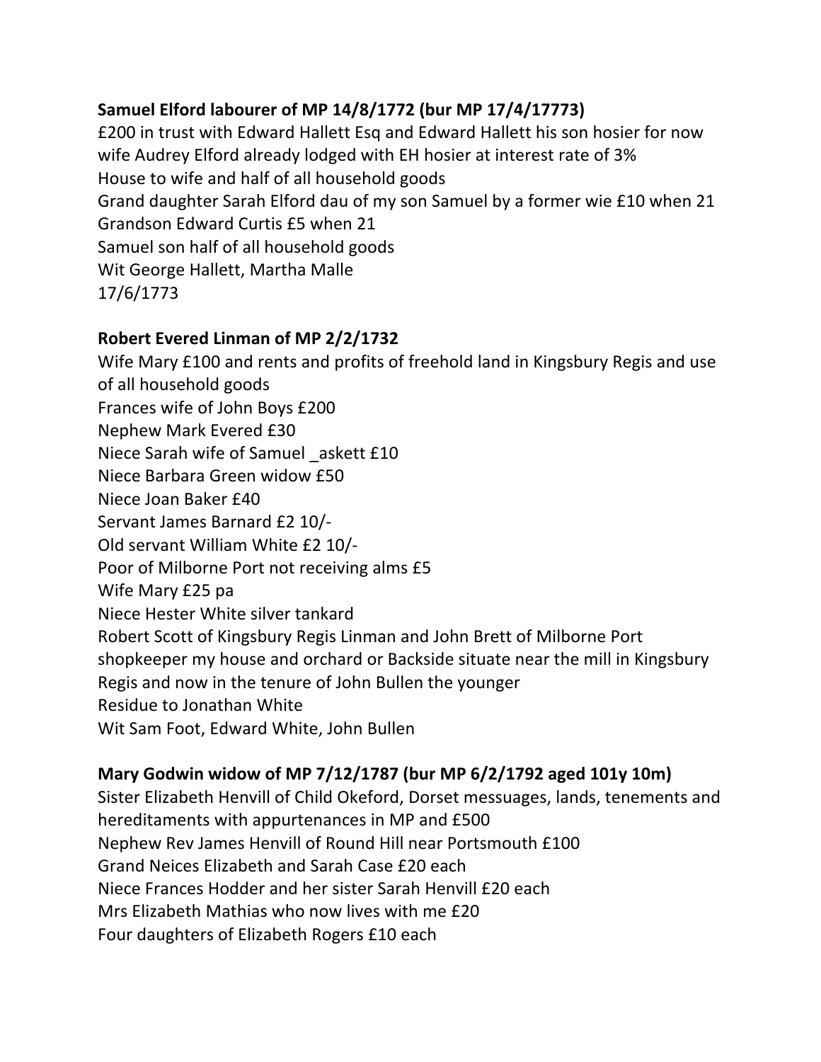**Samuel Elford labourer of MP 14/8/1772 (bur MP 17/4/17773)**

£200 in trust with Edward Hallett Esq and Edward Hallett his son hosier for now wife Audrey Elford already lodged with EH hosier at interest rate of 3%

House to wife and half of all household goods

Grand daughter Sarah Elford dau of my son Samuel by a former wie £10 when 21

Grandson Edward Curtis £5 when 21

Samuel son half of all household goods

Wit George Hallett, Martha Malle

17/6/1773

**Robert Evered Linman of MP 2/2/1732**

Wife Mary £100 and rents and profits of freehold land in Kingsbury Regis and use of all household goods

Frances wife of John Boys £200

Nephew Mark Evered £30

Niece Sarah wife of Samuel _askett £10

Niece Barbara Green widow £50

Niece Joan Baker £40

Servant James Barnard £2 10/-

Old servant William White £2 10/-

Poor of Milborne Port not receiving alms £5

Wife Mary £25 pa

Niece Hester White silver tankard

Robert Scott of Kingsbury Regis Linman and John Brett of Milborne Port shopkeeper my house and orchard or Backside situate near the mill in Kingsbury Regis and now in the tenure of John Bullen the younger

Residue to Jonathan White

Wit Sam Foot, Edward White, John Bullen

**Mary Godwin widow of MP 7/12/1787 (bur MP 6/2/1792 aged 101y 10m)**

Sister Elizabeth Henvill of Child Okeford, Dorset messuages, lands, tenements and hereditaments with appurtenances in MP and £500

Nephew Rev James Henvill of Round Hill near Portsmouth £100

Grand Neices Elizabeth and Sarah Case £20 each

Niece Frances Hodder and her sister Sarah Henvill £20 each

Mrs Elizabeth Mathias who now lives with me £20

Four daughters of Elizabeth Rogers £10 each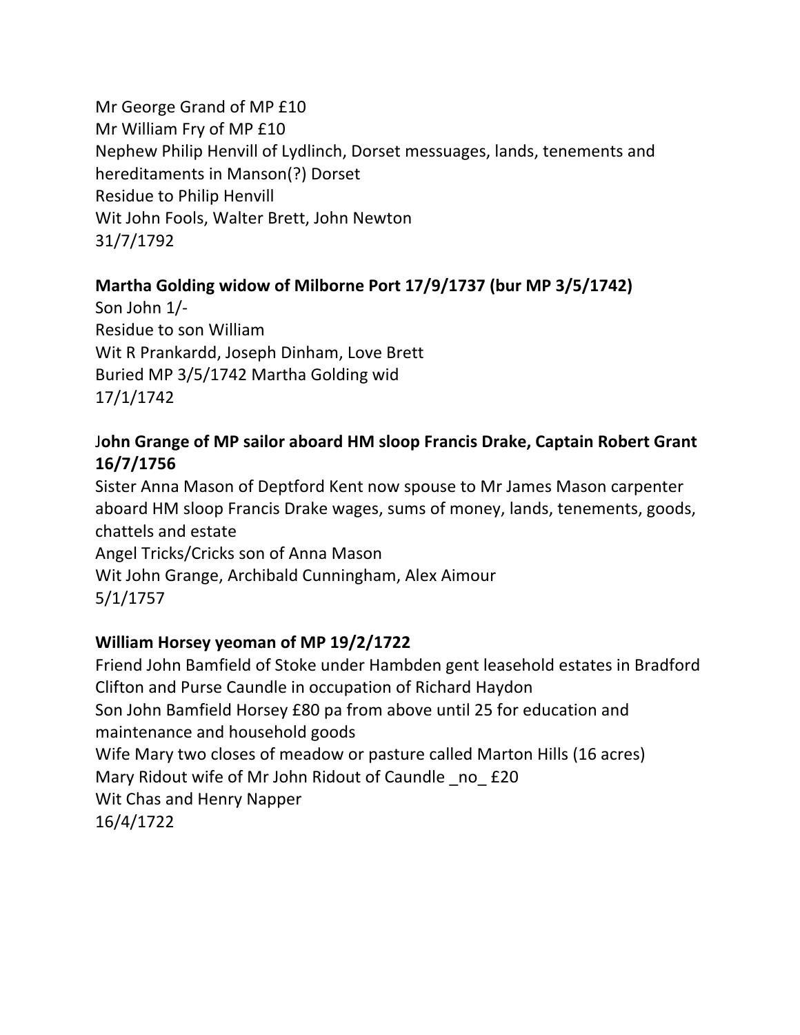Mr George Grand of MP £10
Mr William Fry of MP £10
Nephew Philip Henvill of Lydlinch, Dorset messuages, lands, tenements and hereditaments in Manson(?) Dorset
Residue to Philip Henvill
Wit John Fools, Walter Brett, John Newton
31/7/1792

**Martha Golding widow of Milborne Port 17/9/1737 (bur MP 3/5/1742)**
Son John 1/-
Residue to son William
Wit R Prankardd, Joseph Dinham, Love Brett
Buried MP 3/5/1742 Martha Golding wid
17/1/1742

J**ohn Grange of MP sailor aboard HM sloop Francis Drake, Captain Robert Grant 16/7/1756**
Sister Anna Mason of Deptford Kent now spouse to Mr James Mason carpenter aboard HM sloop Francis Drake wages, sums of money, lands, tenements, goods, chattels and estate
Angel Tricks/Cricks son of Anna Mason
Wit John Grange, Archibald Cunningham, Alex Aimour
5/1/1757

**William Horsey yeoman of MP 19/2/1722**
Friend John Bamfield of Stoke under Hambden gent leasehold estates in Bradford Clifton and Purse Caundle in occupation of Richard Haydon
Son John Bamfield Horsey £80 pa from above until 25 for education and maintenance and household goods
Wife Mary two closes of meadow or pasture called Marton Hills (16 acres)
Mary Ridout wife of Mr John Ridout of Caundle _no_ £20
Wit Chas and Henry Napper
16/4/1722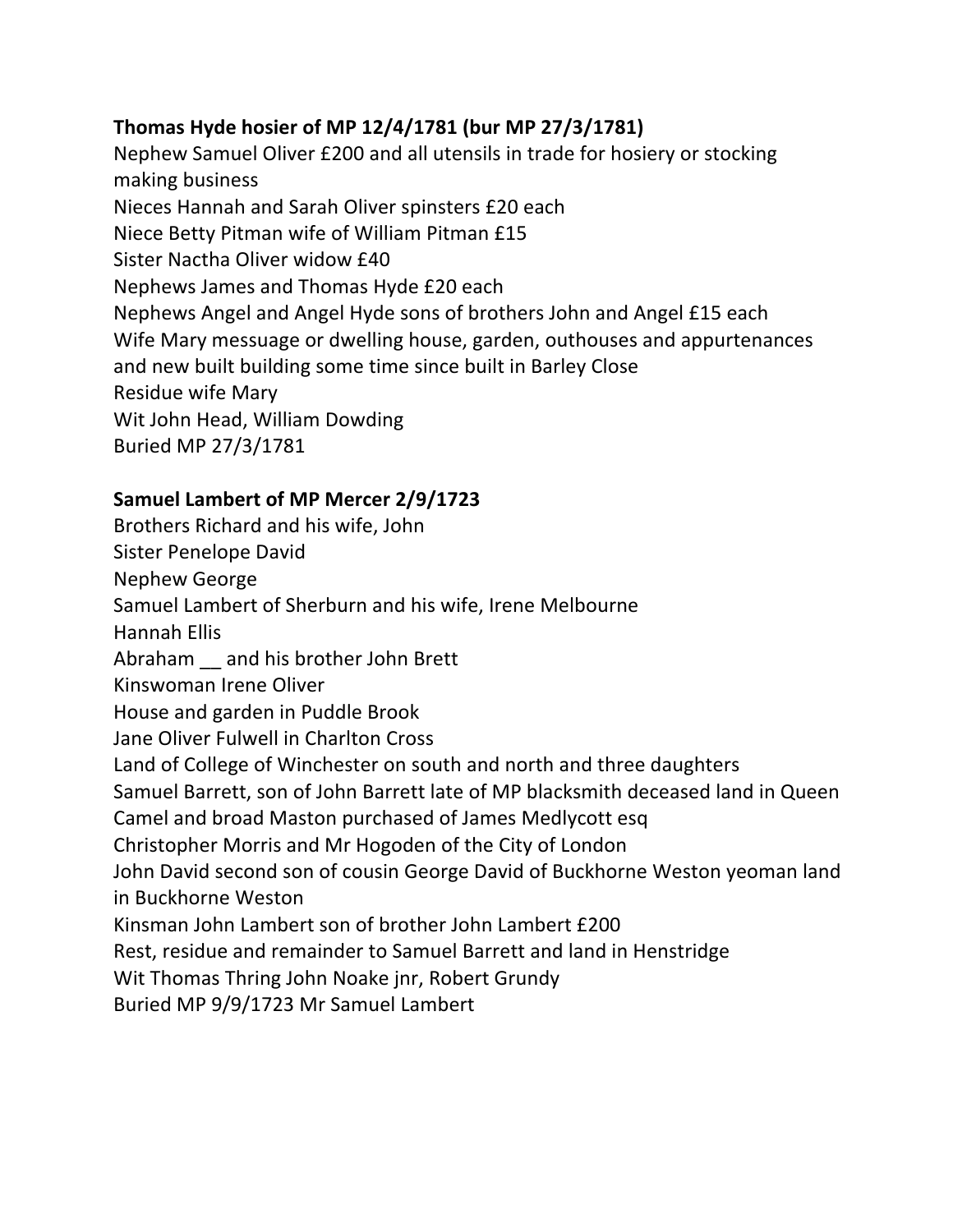**Thomas Hyde hosier of MP 12/4/1781 (bur MP 27/3/1781)**

Nephew Samuel Oliver £200 and all utensils in trade for hosiery or stocking making business
Nieces Hannah and Sarah Oliver spinsters £20 each
Niece Betty Pitman wife of William Pitman £15
Sister Nactha Oliver widow £40
Nephews James and Thomas Hyde £20 each
Nephews Angel and Angel Hyde sons of brothers John and Angel £15 each
Wife Mary messuage or dwelling house, garden, outhouses and appurtenances and new built building some time since built in Barley Close
Residue wife Mary
Wit John Head, William Dowding
Buried MP 27/3/1781

**Samuel Lambert of MP Mercer 2/9/1723**

Brothers Richard and his wife, John
Sister Penelope David
Nephew George
Samuel Lambert of Sherburn and his wife, Irene Melbourne
Hannah Ellis
Abraham __ and his brother John Brett
Kinswoman Irene Oliver
House and garden in Puddle Brook
Jane Oliver Fulwell in Charlton Cross
Land of College of Winchester on south and north and three daughters
Samuel Barrett, son of John Barrett late of MP blacksmith deceased land in Queen Camel and broad Maston purchased of James Medlycott esq
Christopher Morris and Mr Hogoden of the City of London
John David second son of cousin George David of Buckhorne Weston yeoman land in Buckhorne Weston
Kinsman John Lambert son of brother John Lambert £200
Rest, residue and remainder to Samuel Barrett and land in Henstridge
Wit Thomas Thring John Noake jnr, Robert Grundy
Buried MP 9/9/1723 Mr Samuel Lambert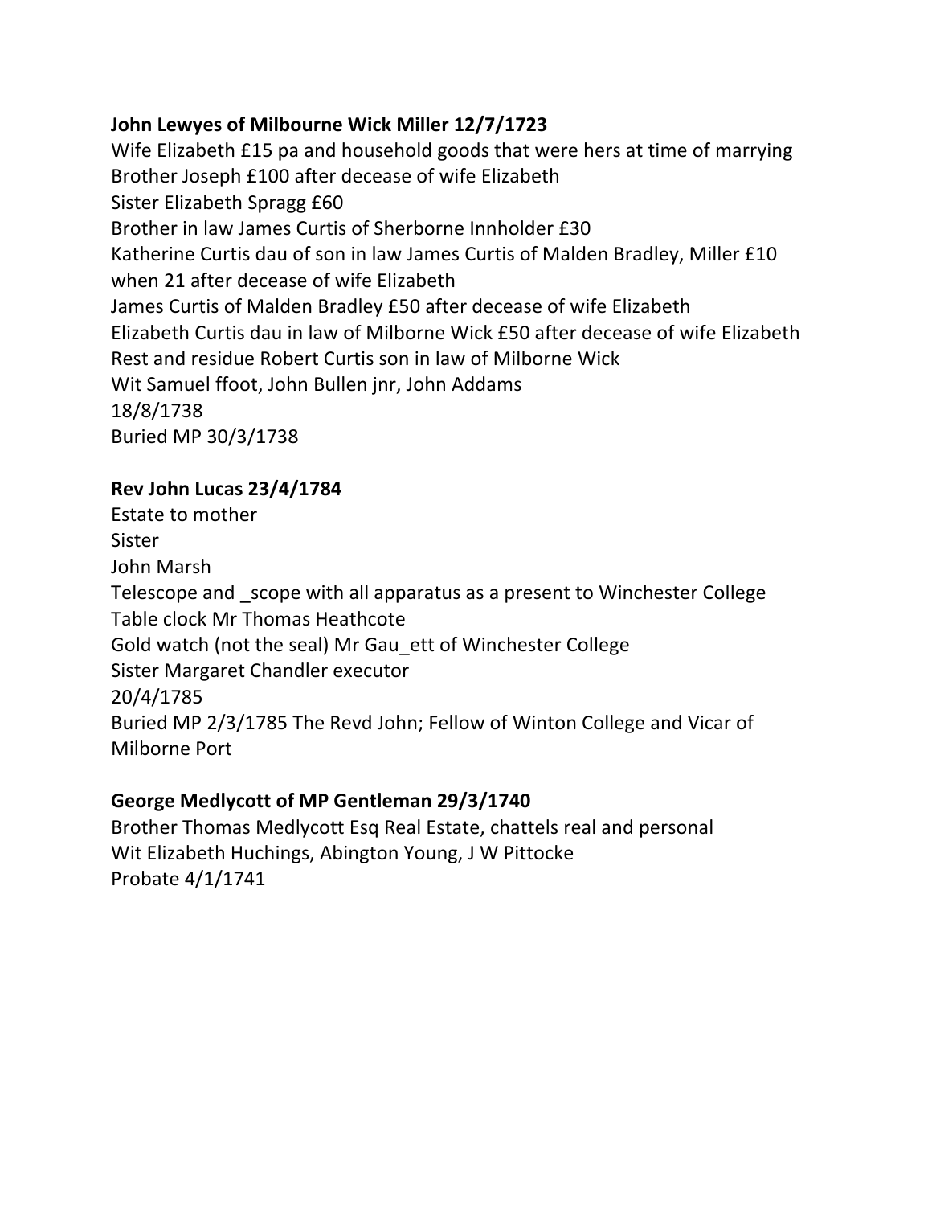**John Lewyes of Milbourne Wick Miller 12/7/1723**

Wife Elizabeth £15 pa and household goods that were hers at time of marrying
Brother Joseph £100 after decease of wife Elizabeth
Sister Elizabeth Spragg £60
Brother in law James Curtis of Sherborne Innholder £30
Katherine Curtis dau of son in law James Curtis of Malden Bradley, Miller £10 when 21 after decease of wife Elizabeth
James Curtis of Malden Bradley £50 after decease of wife Elizabeth
Elizabeth Curtis dau in law of Milborne Wick £50 after decease of wife Elizabeth
Rest and residue Robert Curtis son in law of Milborne Wick
Wit Samuel ffoot, John Bullen jnr, John Addams
18/8/1738
Buried MP 30/3/1738

**Rev John Lucas 23/4/1784**

Estate to mother
Sister
John Marsh
Telescope and _scope with all apparatus as a present to Winchester College
Table clock Mr Thomas Heathcote
Gold watch (not the seal) Mr Gau_ett of Winchester College
Sister Margaret Chandler executor
20/4/1785
Buried MP 2/3/1785 The Revd John; Fellow of Winton College and Vicar of Milborne Port

**George Medlycott of MP Gentleman 29/3/1740**

Brother Thomas Medlycott Esq Real Estate, chattels real and personal
Wit Elizabeth Huchings, Abington Young, J W Pittocke
Probate 4/1/1741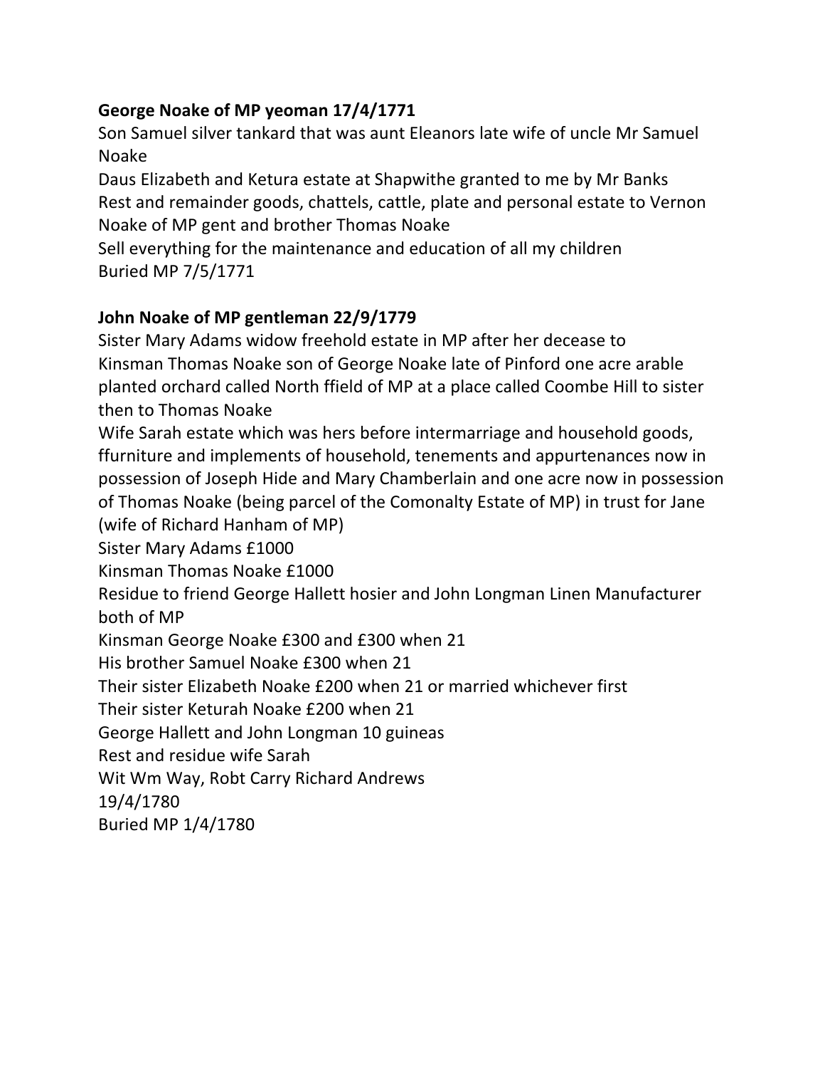**George Noake of MP yeoman 17/4/1771**

Son Samuel silver tankard that was aunt Eleanors late wife of uncle Mr Samuel Noake

Daus Elizabeth and Ketura estate at Shapwithe granted to me by Mr Banks

Rest and remainder goods, chattels, cattle, plate and personal estate to Vernon Noake of MP gent and brother Thomas Noake

Sell everything for the maintenance and education of all my children

Buried MP 7/5/1771

**John Noake of MP gentleman 22/9/1779**

Sister Mary Adams widow freehold estate in MP after her decease to Kinsman Thomas Noake son of George Noake late of Pinford one acre arable planted orchard called North ffield of MP at a place called Coombe Hill to sister then to Thomas Noake

Wife Sarah estate which was hers before intermarriage and household goods, ffurniture and implements of household, tenements and appurtenances now in possession of Joseph Hide and Mary Chamberlain and one acre now in possession of Thomas Noake (being parcel of the Comonalty Estate of MP) in trust for Jane (wife of Richard Hanham of MP)

Sister Mary Adams £1000

Kinsman Thomas Noake £1000

Residue to friend George Hallett hosier and John Longman Linen Manufacturer both of MP

Kinsman George Noake £300 and £300 when 21

His brother Samuel Noake £300 when 21

Their sister Elizabeth Noake £200 when 21 or married whichever first

Their sister Keturah Noake £200 when 21

George Hallett and John Longman 10 guineas

Rest and residue wife Sarah

Wit Wm Way, Robt Carry Richard Andrews

19/4/1780

Buried MP 1/4/1780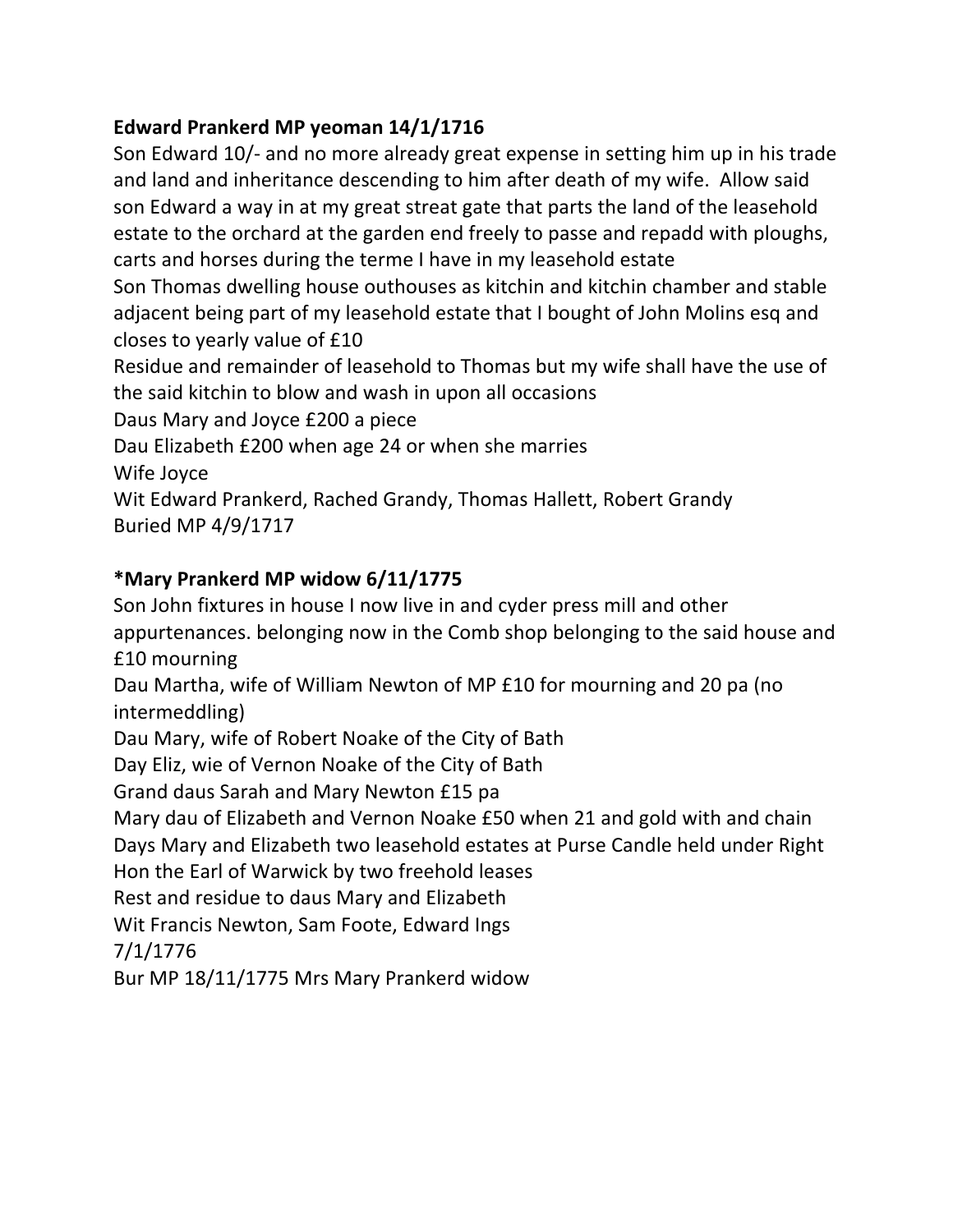**Edward Prankerd MP yeoman 14/1/1716**

Son Edward 10/- and no more already great expense in setting him up in his trade and land and inheritance descending to him after death of my wife. Allow said son Edward a way in at my great streat gate that parts the land of the leasehold estate to the orchard at the garden end freely to passe and repadd with ploughs, carts and horses during the terme I have in my leasehold estate

Son Thomas dwelling house outhouses as kitchin and kitchin chamber and stable adjacent being part of my leasehold estate that I bought of John Molins esq and closes to yearly value of £10

Residue and remainder of leasehold to Thomas but my wife shall have the use of the said kitchin to blow and wash in upon all occasions

Daus Mary and Joyce £200 a piece

Dau Elizabeth £200 when age 24 or when she marries

Wife Joyce

Wit Edward Prankerd, Rached Grandy, Thomas Hallett, Robert Grandy

Buried MP 4/9/1717

**\*Mary Prankerd MP widow 6/11/1775**

Son John fixtures in house I now live in and cyder press mill and other appurtenances. belonging now in the Comb shop belonging to the said house and £10 mourning

Dau Martha, wife of William Newton of MP £10 for mourning and 20 pa (no intermeddling)

Dau Mary, wife of Robert Noake of the City of Bath

Day Eliz, wie of Vernon Noake of the City of Bath

Grand daus Sarah and Mary Newton £15 pa

Mary dau of Elizabeth and Vernon Noake £50 when 21 and gold with and chain

Days Mary and Elizabeth two leasehold estates at Purse Candle held under Right Hon the Earl of Warwick by two freehold leases

Rest and residue to daus Mary and Elizabeth

Wit Francis Newton, Sam Foote, Edward Ings

7/1/1776

Bur MP 18/11/1775 Mrs Mary Prankerd widow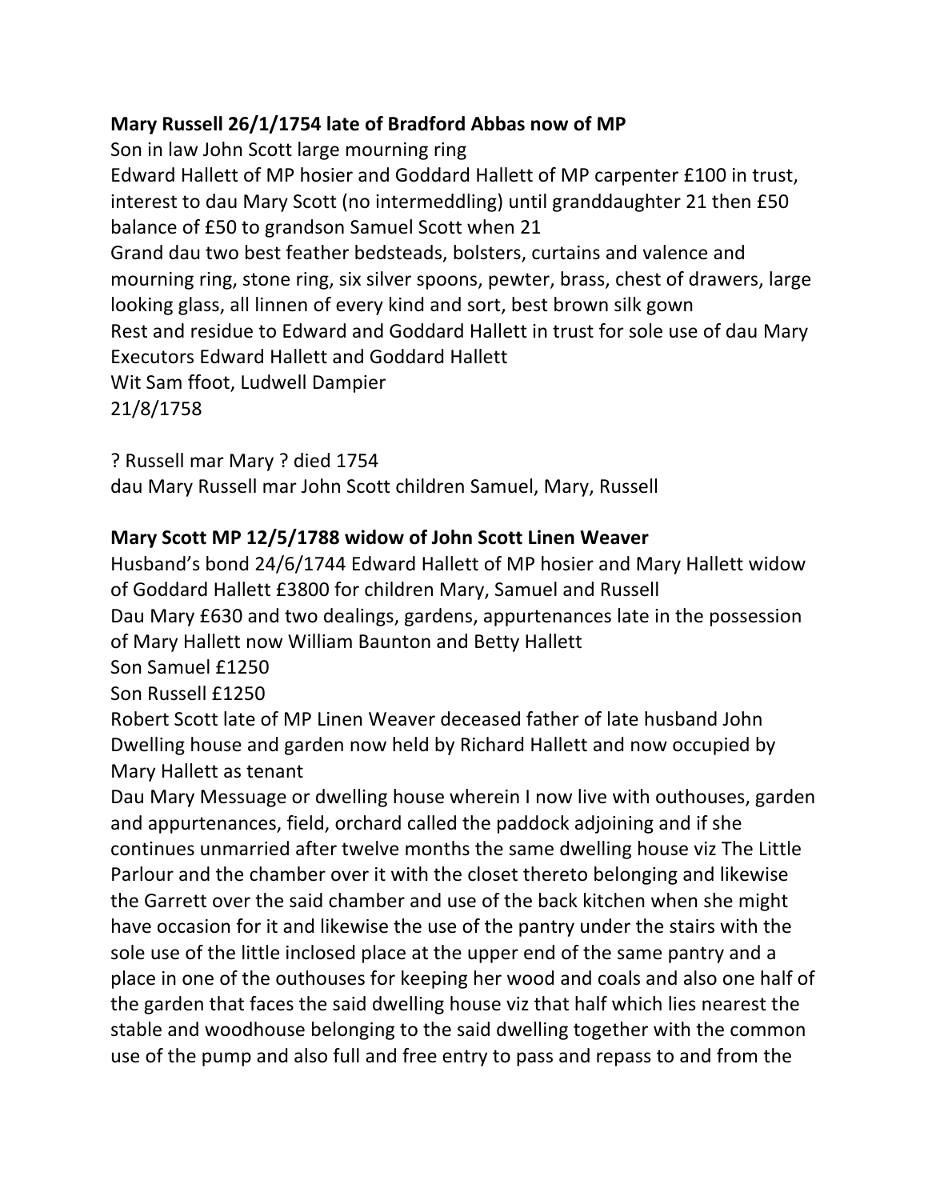**Mary Russell 26/1/1754 late of Bradford Abbas now of MP**

Son in law John Scott large mourning ring

Edward Hallett of MP hosier and Goddard Hallett of MP carpenter £100 in trust, interest to dau Mary Scott (no intermeddling) until granddaughter 21 then £50 balance of £50 to grandson Samuel Scott when 21

Grand dau two best feather bedsteads, bolsters, curtains and valence and mourning ring, stone ring, six silver spoons, pewter, brass, chest of drawers, large looking glass, all linnen of every kind and sort, best brown silk gown

Rest and residue to Edward and Goddard Hallett in trust for sole use of dau Mary

Executors Edward Hallett and Goddard Hallett

Wit Sam ffoot, Ludwell Dampier

21/8/1758

? Russell mar Mary ? died 1754

dau Mary Russell mar John Scott children Samuel, Mary, Russell

**Mary Scott MP 12/5/1788 widow of John Scott Linen Weaver**

Husband's bond 24/6/1744 Edward Hallett of MP hosier and Mary Hallett widow of Goddard Hallett £3800 for children Mary, Samuel and Russell

Dau Mary £630 and two dealings, gardens, appurtenances late in the possession of Mary Hallett now William Baunton and Betty Hallett

Son Samuel £1250

Son Russell £1250

Robert Scott late of MP Linen Weaver deceased father of late husband John

Dwelling house and garden now held by Richard Hallett and now occupied by Mary Hallett as tenant

Dau Mary Messuage or dwelling house wherein I now live with outhouses, garden and appurtenances, field, orchard called the paddock adjoining and if she continues unmarried after twelve months the same dwelling house viz The Little Parlour and the chamber over it with the closet thereto belonging and likewise the Garrett over the said chamber and use of the back kitchen when she might have occasion for it and likewise the use of the pantry under the stairs with the sole use of the little inclosed place at the upper end of the same pantry and a place in one of the outhouses for keeping her wood and coals and also one half of the garden that faces the said dwelling house viz that half which lies nearest the stable and woodhouse belonging to the said dwelling together with the common use of the pump and also full and free entry to pass and repass to and from the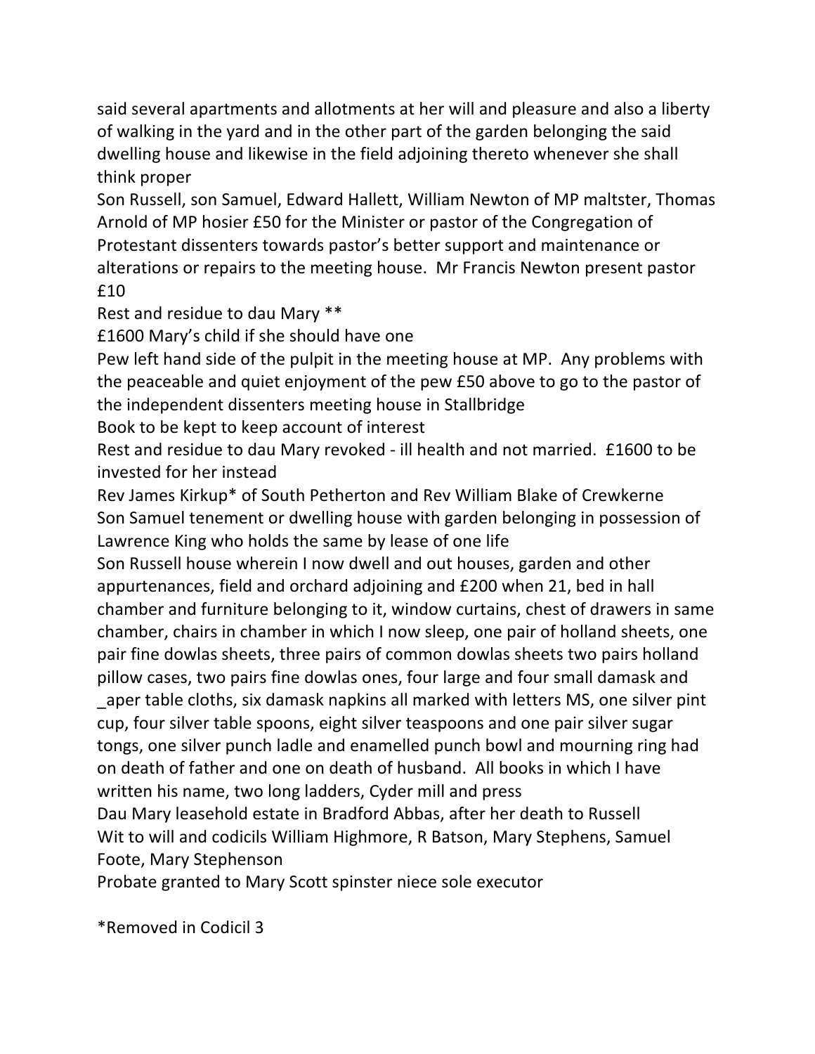said several apartments and allotments at her will and pleasure and also a liberty of walking in the yard and in the other part of the garden belonging the said dwelling house and likewise in the field adjoining thereto whenever she shall think proper

Son Russell, son Samuel, Edward Hallett, William Newton of MP maltster, Thomas Arnold of MP hosier £50 for the Minister or pastor of the Congregation of Protestant dissenters towards pastor's better support and maintenance or alterations or repairs to the meeting house. Mr Francis Newton present pastor £10

Rest and residue to dau Mary **

£1600 Mary's child if she should have one

Pew left hand side of the pulpit in the meeting house at MP. Any problems with the peaceable and quiet enjoyment of the pew £50 above to go to the pastor of the independent dissenters meeting house in Stallbridge

Book to be kept to keep account of interest

Rest and residue to dau Mary revoked - ill health and not married. £1600 to be invested for her instead

Rev James Kirkup* of South Petherton and Rev William Blake of Crewkerne

Son Samuel tenement or dwelling house with garden belonging in possession of Lawrence King who holds the same by lease of one life

Son Russell house wherein I now dwell and out houses, garden and other appurtenances, field and orchard adjoining and £200 when 21, bed in hall chamber and furniture belonging to it, window curtains, chest of drawers in same chamber, chairs in chamber in which I now sleep, one pair of holland sheets, one pair fine dowlas sheets, three pairs of common dowlas sheets two pairs holland pillow cases, two pairs fine dowlas ones, four large and four small damask and _aper table cloths, six damask napkins all marked with letters MS, one silver pint cup, four silver table spoons, eight silver teaspoons and one pair silver sugar tongs, one silver punch ladle and enamelled punch bowl and mourning ring had on death of father and one on death of husband. All books in which I have written his name, two long ladders, Cyder mill and press

Dau Mary leasehold estate in Bradford Abbas, after her death to Russell

Wit to will and codicils William Highmore, R Batson, Mary Stephens, Samuel Foote, Mary Stephenson

Probate granted to Mary Scott spinster niece sole executor

*Removed in Codicil 3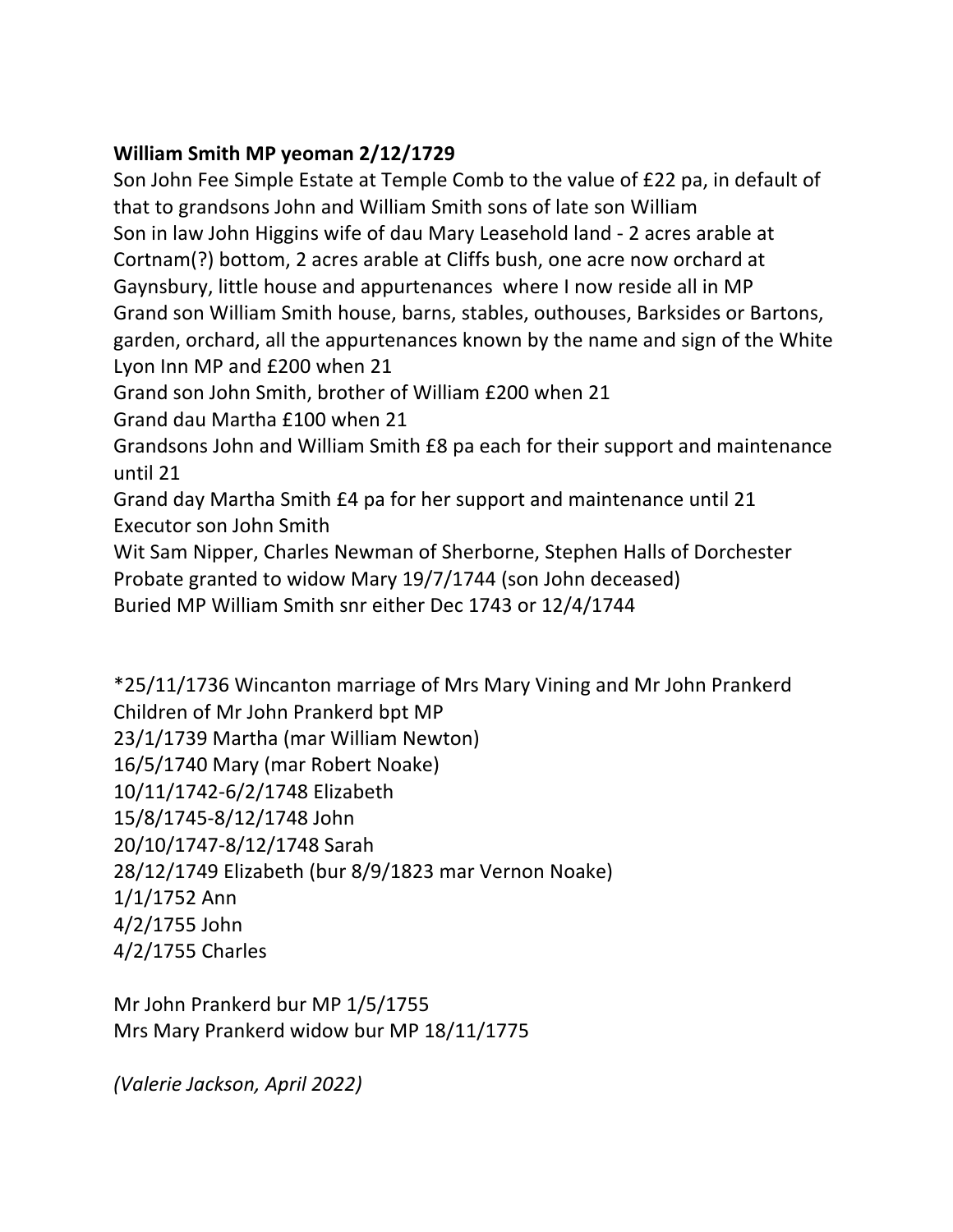**William Smith MP yeoman 2/12/1729**

Son John Fee Simple Estate at Temple Comb to the value of £22 pa, in default of that to grandsons John and William Smith sons of late son William

Son in law John Higgins wife of dau Mary Leasehold land - 2 acres arable at Cortnam(?) bottom, 2 acres arable at Cliffs bush, one acre now orchard at Gaynsbury, little house and appurtenances where I now reside all in MP

Grand son William Smith house, barns, stables, outhouses, Barksides or Bartons, garden, orchard, all the appurtenances known by the name and sign of the White Lyon Inn MP and £200 when 21

Grand son John Smith, brother of William £200 when 21

Grand dau Martha £100 when 21

Grandsons John and William Smith £8 pa each for their support and maintenance until 21

Grand day Martha Smith £4 pa for her support and maintenance until 21

Executor son John Smith

Wit Sam Nipper, Charles Newman of Sherborne, Stephen Halls of Dorchester

Probate granted to widow Mary 19/7/1744 (son John deceased)

Buried MP William Smith snr either Dec 1743 or 12/4/1744

*25/11/1736 Wincanton marriage of Mrs Mary Vining and Mr John Prankerd

Children of Mr John Prankerd bpt MP

23/1/1739 Martha (mar William Newton)

16/5/1740 Mary (mar Robert Noake)

10/11/1742-6/2/1748 Elizabeth

15/8/1745-8/12/1748 John

20/10/1747-8/12/1748 Sarah

28/12/1749 Elizabeth (bur 8/9/1823 mar Vernon Noake)

1/1/1752 Ann

4/2/1755 John

4/2/1755 Charles

Mr John Prankerd bur MP 1/5/1755

Mrs Mary Prankerd widow bur MP 18/11/1775

*(Valerie Jackson, April 2022)*